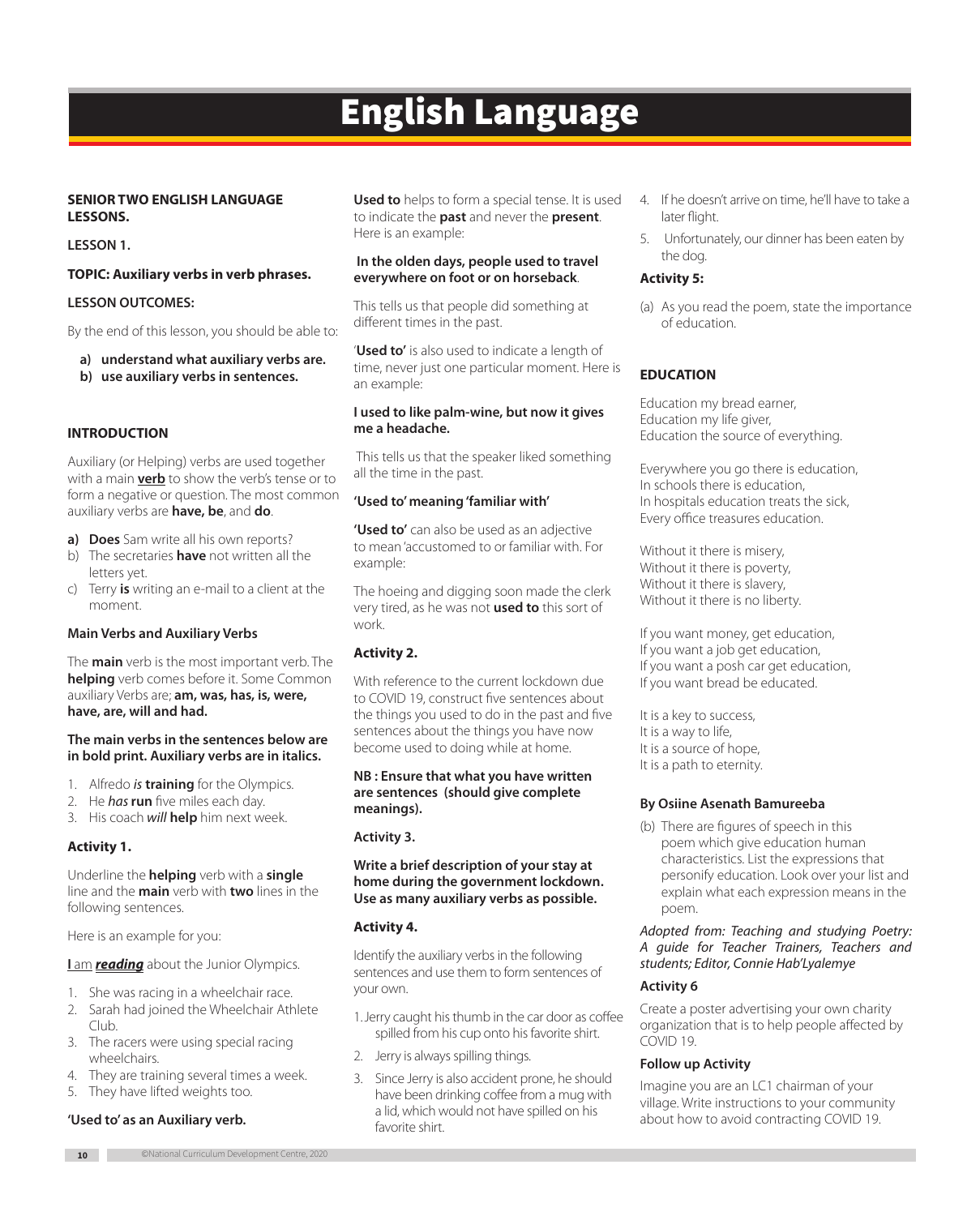# English Language

**SENIOR TWO ENGLISH LANGUAGE LESSONS.**

**LESSON 1.**

**TOPIC: Auxiliary verbs in verb phrases.**

**LESSON OUTCOMES:**

By the end of this lesson, you should be able to:

a) **understand what auxiliary verbs are.**
b) **use auxiliary verbs in sentences.**

**INTRODUCTION**

Auxiliary (or Helping) verbs are used together with a main **verb** to show the verb's tense or to form a negative or question. The most common auxiliary verbs are **have, be**, and **do**.

a) **Does** Sam write all his own reports?
b) The secretaries **have** not written all the letters yet.
c) Terry **is** writing an e-mail to a client at the moment.

**Main Verbs and Auxiliary Verbs**

The **main** verb is the most important verb. The **helping** verb comes before it. Some Common auxiliary Verbs are; **am, was, has, is, were, have, are, will and had.**

**The main verbs in the sentences below are in bold print. Auxiliary verbs are in italics.**

1. Alfredo *is* **training** for the Olympics.
2. He *has* **run** five miles each day.
3. His coach *will* **help** him next week.

**Activity 1.**

Underline the **helping** verb with a **single** line and the **main** verb with **two** lines in the following sentences.

Here is an example for you:

**I** am ***reading*** about the Junior Olympics.

1. She was racing in a wheelchair race.
2. Sarah had joined the Wheelchair Athlete Club.
3. The racers were using special racing wheelchairs.
4. They are training several times a week.
5. They have lifted weights too.

**'Used to' as an Auxiliary verb.**

**Used to** helps to form a special tense. It is used to indicate the **past** and never the **present**. Here is an example:

**In the olden days, people used to travel everywhere on foot or on horseback**.

This tells us that people did something at different times in the past.

'**Used to'** is also used to indicate a length of time, never just one particular moment. Here is an example:

**I used to like palm-wine, but now it gives me a headache.**

This tells us that the speaker liked something all the time in the past.

**'Used to' meaning 'familiar with'**

**'Used to'** can also be used as an adjective to mean 'accustomed to or familiar with. For example:

The hoeing and digging soon made the clerk very tired, as he was not **used to** this sort of work.

**Activity 2.**

With reference to the current lockdown due to COVID 19, construct five sentences about the things you used to do in the past and five sentences about the things you have now become used to doing while at home.

**NB : Ensure that what you have written are sentences (should give complete meanings).**

**Activity 3.**

**Write a brief description of your stay at home during the government lockdown. Use as many auxiliary verbs as possible.**

**Activity 4.**

Identify the auxiliary verbs in the following sentences and use them to form sentences of your own.

1. Jerry caught his thumb in the car door as coffee spilled from his cup onto his favorite shirt.
2. Jerry is always spilling things.
3. Since Jerry is also accident prone, he should have been drinking coffee from a mug with a lid, which would not have spilled on his favorite shirt.
4. If he doesn't arrive on time, he'll have to take a later flight.
5. Unfortunately, our dinner has been eaten by the dog.

**Activity 5:**

(a) As you read the poem, state the importance of education.

**EDUCATION**

Education my bread earner,
Education my life giver,
Education the source of everything.

Everywhere you go there is education,
In schools there is education,
In hospitals education treats the sick,
Every office treasures education.

Without it there is misery,
Without it there is poverty,
Without it there is slavery,
Without it there is no liberty.

If you want money, get education,
If you want a job get education,
If you want a posh car get education,
If you want bread be educated.

It is a key to success,
It is a way to life,
It is a source of hope,
It is a path to eternity.

**By Osiine Asenath Bamureeba**

(b) There are figures of speech in this poem which give education human characteristics. List the expressions that personify education. Look over your list and explain what each expression means in the poem.

*Adopted from: Teaching and studying Poetry: A guide for Teacher Trainers, Teachers and students; Editor, Connie Hab'Lyalemye*

**Activity 6**

Create a poster advertising your own charity organization that is to help people affected by COVID 19.

**Follow up Activity**

Imagine you are an LC1 chairman of your village. Write instructions to your community about how to avoid contracting COVID 19.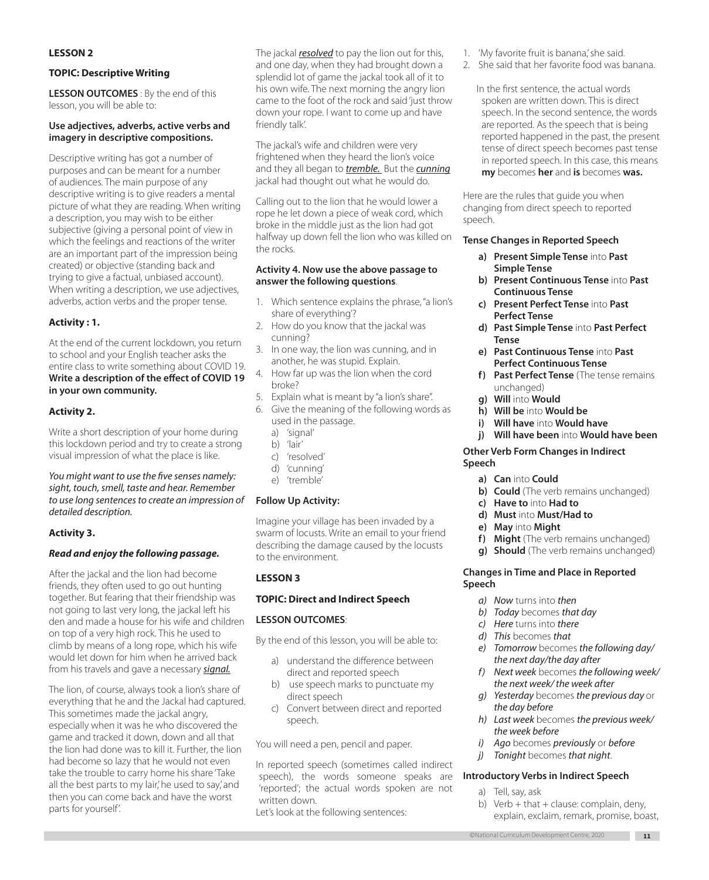**LESSON 2**

**TOPIC: Descriptive Writing**

**LESSON OUTCOMES** : By the end of this lesson, you will be able to:

**Use adjectives, adverbs, active verbs and imagery in descriptive compositions.**

Descriptive writing has got a number of purposes and can be meant for a number of audiences. The main purpose of any descriptive writing is to give readers a mental picture of what they are reading. When writing a description, you may wish to be either subjective (giving a personal point of view in which the feelings and reactions of the writer are an important part of the impression being created) or objective (standing back and trying to give a factual, unbiased account). When writing a description, we use adjectives, adverbs, action verbs and the proper tense.

**Activity : 1.**

At the end of the current lockdown, you return to school and your English teacher asks the entire class to write something about COVID 19. **Write a description of the effect of COVID 19 in your own community.**

**Activity 2.**

Write a short description of your home during this lockdown period and try to create a strong visual impression of what the place is like.

*You might want to use the five senses namely: sight, touch, smell, taste and hear. Remember to use long sentences to create an impression of detailed description.*

**Activity 3.**

***Read and enjoy the following passage.***

After the jackal and the lion had become friends, they often used to go out hunting together. But fearing that their friendship was not going to last very long, the jackal left his den and made a house for his wife and children on top of a very high rock. This he used to climb by means of a long rope, which his wife would let down for him when he arrived back from his travels and gave a necessary ***signal.***

The lion, of course, always took a lion's share of everything that he and the Jackal had captured. This sometimes made the jackal angry, especially when it was he who discovered the game and tracked it down, down and all that the lion had done was to kill it. Further, the lion had become so lazy that he would not even take the trouble to carry home his share 'Take all the best parts to my lair,' he used to say,' and then you can come back and have the worst parts for yourself'.

The jackal ***resolved*** to pay the lion out for this, and one day, when they had brought down a splendid lot of game the jackal took all of it to his own wife. The next morning the angry lion came to the foot of the rock and said 'just throw down your rope. I want to come up and have friendly talk'.

The jackal's wife and children were very frightened when they heard the lion's voice and they all began to ***tremble.*** But the ***cunning*** jackal had thought out what he would do.

Calling out to the lion that he would lower a rope he let down a piece of weak cord, which broke in the middle just as the lion had got halfway up down fell the lion who was killed on the rocks.

**Activity 4. Now use the above passage to answer the following questions**.

1. Which sentence explains the phrase, "a lion's share of everything'?
2. How do you know that the jackal was cunning?
3. In one way, the lion was cunning, and in another, he was stupid. Explain.
4. How far up was the lion when the cord broke?
5. Explain what is meant by "a lion's share".
6. Give the meaning of the following words as used in the passage.
   a) 'signal'
   b) 'lair'
   c) 'resolved'
   d) 'cunning'
   e) 'tremble'

**Follow Up Activity:**

Imagine your village has been invaded by a swarm of locusts. Write an email to your friend describing the damage caused by the locusts to the environment.

**LESSON 3**

**TOPIC: Direct and Indirect Speech**

**LESSON OUTCOMES**:

By the end of this lesson, you will be able to:

a) understand the difference between direct and reported speech
b) use speech marks to punctuate my direct speech
c) Convert between direct and reported speech.

You will need a pen, pencil and paper.

In reported speech (sometimes called indirect speech), the words someone speaks are 'reported'; the actual words spoken are not written down.

Let's look at the following sentences:

1. 'My favorite fruit is banana,' she said.
2. She said that her favorite food was banana.

In the first sentence, the actual words spoken are written down. This is direct speech. In the second sentence, the words are reported. As the speech that is being reported happened in the past, the present tense of direct speech becomes past tense in reported speech. In this case, this means **my** becomes **her** and **is** becomes **was.**

Here are the rules that guide you when changing from direct speech to reported speech.

**Tense Changes in Reported Speech**

a) **Present Simple Tense** into **Past Simple Tense**
b) **Present Continuous Tense** into **Past Continuous Tense**
c) **Present Perfect Tense** into **Past Perfect Tense**
d) **Past Simple Tense** into **Past Perfect Tense**
e) **Past Continuous Tense** into **Past Perfect Continuous Tense**
f) **Past Perfect Tense** (The tense remains unchanged)
g) **Will** into **Would**
h) **Will be** into **Would be**
i) **Will have** into **Would have**
j) **Will have been** into **Would have been**

**Other Verb Form Changes in Indirect Speech**

a) **Can** into **Could**
b) **Could** (The verb remains unchanged)
c) **Have to** into **Had to**
d) **Must** into **Must/Had to**
e) **May** into **Might**
f) **Might** (The verb remains unchanged)
g) **Should** (The verb remains unchanged)

**Changes in Time and Place in Reported Speech**

*a) Now* turns into *then*
*b) Today* becomes *that day*
*c) Here* turns into *there*
*d) This* becomes *that*
*e) Tomorrow* becomes *the following day/ the next day/the day after*
*f) Next week* becomes *the following week/ the next week/ the week after*
*g) Yesterday* becomes *the previous day* or *the day before*
*h) Last week* becomes *the previous week/ the week before*
*i) Ago* becomes *previously* or *before*
*j) Tonight* becomes *that night*.

**Introductory Verbs in Indirect Speech**

a) Tell, say, ask
b) Verb + that + clause: complain, deny, explain, exclaim, remark, promise, boast,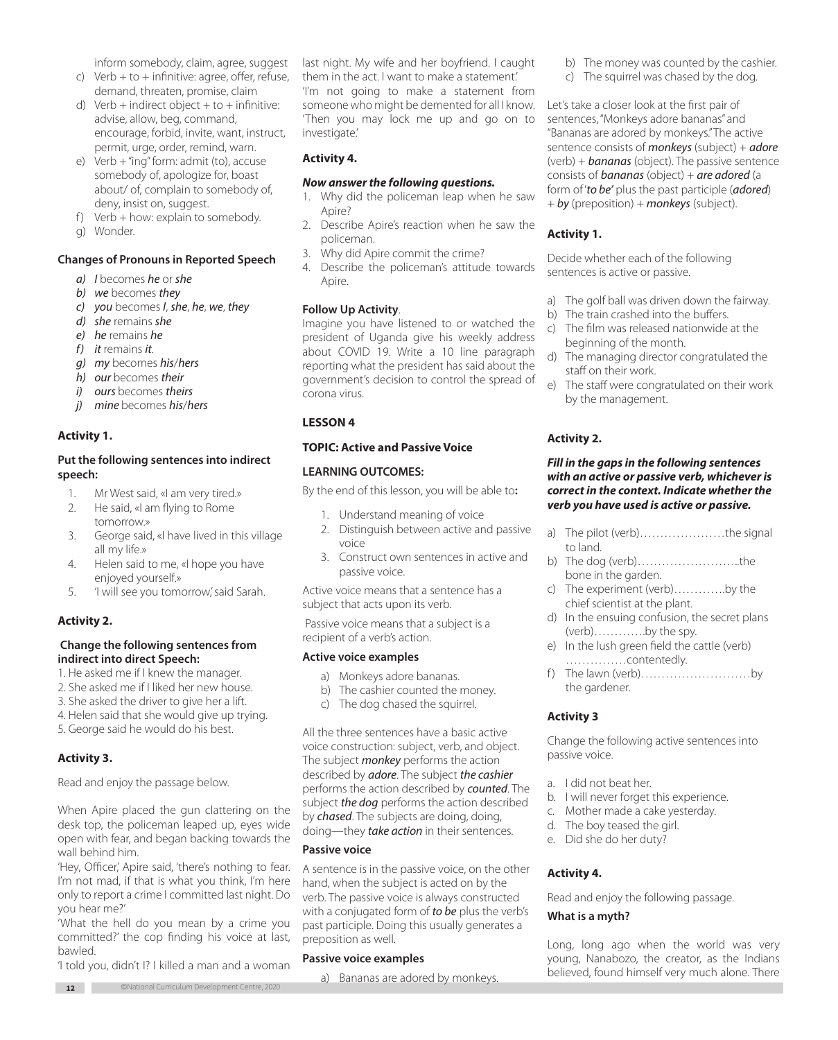inform somebody, claim, agree, suggest

c) Verb + to + infinitive: agree, offer, refuse, demand, threaten, promise, claim
d) Verb + indirect object + to + infinitive: advise, allow, beg, command, encourage, forbid, invite, want, instruct, permit, urge, order, remind, warn.
e) Verb + "ing" form: admit (to), accuse somebody of, apologize for, boast about/ of, complain to somebody of, deny, insist on, suggest.
f) Verb + how: explain to somebody.
g) Wonder.

#### Changes of Pronouns in Reported Speech

*a) I* becomes *he* or *she*
*b) we* becomes *they*
*c) you* becomes *I*, *she*, *he*, *we*, *they*
*d) she* remains *she*
*e) he* remains *he*
*f) it* remains *it*.
*g) my* becomes *his*/*hers*
*h) our* becomes *their*
*i) ours* becomes *theirs*
*j) mine* becomes *his*/*hers*

### Activity 1.

#### Put the following sentences into indirect speech:

1. Mr West said, «I am very tired.»
2. He said, «I am flying to Rome tomorrow.»
3. George said, «I have lived in this village all my life.»
4. Helen said to me, «I hope you have enjoyed yourself.»
5. 'I will see you tomorrow,' said Sarah.

### Activity 2.

#### Change the following sentences from indirect into direct Speech:

1. He asked me if I knew the manager.
2. She asked me if I liked her new house.
3. She asked the driver to give her a lift.
4. Helen said that she would give up trying.
5. George said he would do his best.

### Activity 3.

Read and enjoy the passage below.

When Apire placed the gun clattering on the desk top, the policeman leaped up, eyes wide open with fear, and began backing towards the wall behind him.

'Hey, Officer,' Apire said, 'there's nothing to fear. I'm not mad, if that is what you think, I'm here only to report a crime I committed last night. Do you hear me?'

'What the hell do you mean by a crime you committed?' the cop finding his voice at last, bawled.

'I told you, didn't I? I killed a man and a woman last night. My wife and her boyfriend. I caught them in the act. I want to make a statement.'

'I'm not going to make a statement from someone who might be demented for all I know. 'Then you may lock me up and go on to investigate.'

### Activity 4.

#### *Now answer the following questions.*

1. Why did the policeman leap when he saw Apire?
2. Describe Apire's reaction when he saw the policeman.
3. Why did Apire commit the crime?
4. Describe the policeman's attitude towards Apire.

#### Follow Up Activity.

Imagine you have listened to or watched the president of Uganda give his weekly address about COVID 19. Write a 10 line paragraph reporting what the president has said about the government's decision to control the spread of corona virus.

## LESSON 4

### TOPIC: Active and Passive Voice

#### LEARNING OUTCOMES:

By the end of this lesson, you will be able to**:**

1. Understand meaning of voice
2. Distinguish between active and passive voice
3. Construct own sentences in active and passive voice.

Active voice means that a sentence has a subject that acts upon its verb.

Passive voice means that a subject is a recipient of a verb's action.

#### Active voice examples

a) Monkeys adore bananas.
b) The cashier counted the money.
c) The dog chased the squirrel.

All the three sentences have a basic active voice construction: subject, verb, and object. The subject ***monkey*** performs the action described by ***adore***. The subject ***the cashier*** performs the action described by ***counted***. The subject ***the dog*** performs the action described by ***chased***. The subjects are doing, doing, doing—they ***take action*** in their sentences.

#### Passive voice

A sentence is in the passive voice, on the other hand, when the subject is acted on by the verb. The passive voice is always constructed with a conjugated form of ***to be*** plus the verb's past participle. Doing this usually generates a preposition as well.

#### Passive voice examples

a) Bananas are adored by monkeys.
b) The money was counted by the cashier.
c) The squirrel was chased by the dog.

Let's take a closer look at the first pair of sentences, "Monkeys adore bananas" and "Bananas are adored by monkeys." The active sentence consists of ***monkeys*** (subject) + ***adore*** (verb) + ***bananas*** (object). The passive sentence consists of ***bananas*** (object) + ***are adored*** (a form of '***to be'*** plus the past participle (***adored***) + ***by*** (preposition) + ***monkeys*** (subject).

### Activity 1.

Decide whether each of the following sentences is active or passive.

a) The golf ball was driven down the fairway.
b) The train crashed into the buffers.
c) The film was released nationwide at the beginning of the month.
d) The managing director congratulated the staff on their work.
e) The staff were congratulated on their work by the management.

### Activity 2.

#### *Fill in the gaps in the following sentences with an active or passive verb, whichever is correct in the context. Indicate whether the verb you have used is active or passive.*

a) The pilot (verb)…………………the signal to land.
b) The dog (verb)……………………..the bone in the garden.
c) The experiment (verb)………….by the chief scientist at the plant.
d) In the ensuing confusion, the secret plans (verb)………….by the spy.
e) In the lush green field the cattle (verb) ……………contentedly.
f) The lawn (verb)………………………by the gardener.

### Activity 3

Change the following active sentences into passive voice.

a. I did not beat her.
b. I will never forget this experience.
c. Mother made a cake yesterday.
d. The boy teased the girl.
e. Did she do her duty?

### Activity 4.

Read and enjoy the following passage.

#### What is a myth?

Long, long ago when the world was very young, Nanabozo, the creator, as the Indians believed, found himself very much alone. There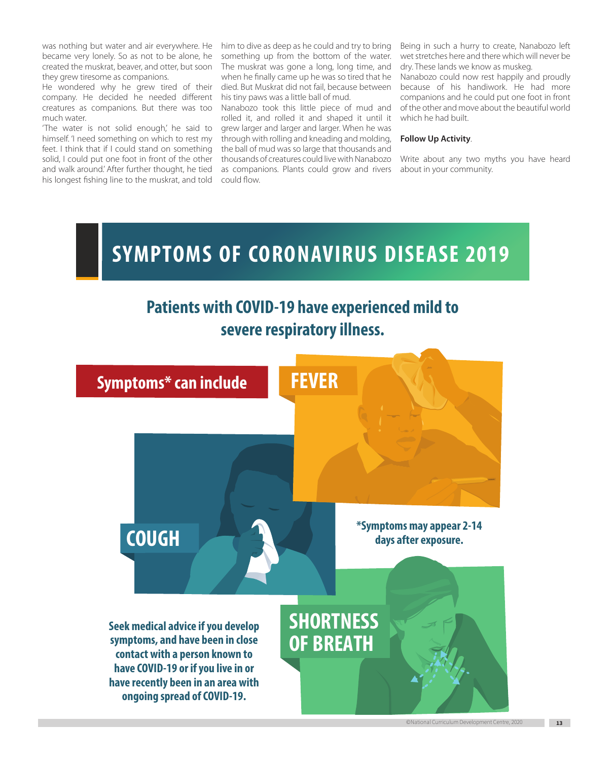was nothing but water and air everywhere. He became very lonely. So as not to be alone, he created the muskrat, beaver, and otter, but soon they grew tiresome as companions.

He wondered why he grew tired of their company. He decided he needed different creatures as companions. But there was too much water.

'The water is not solid enough,' he said to himself. 'I need something on which to rest my feet. I think that if I could stand on something solid, I could put one foot in front of the other and walk around.' After further thought, he tied his longest fishing line to the muskrat, and told him to dive as deep as he could and try to bring something up from the bottom of the water. The muskrat was gone a long, long time, and when he finally came up he was so tired that he died. But Muskrat did not fail, because between his tiny paws was a little ball of mud.

Nanabozo took this little piece of mud and rolled it, and rolled it and shaped it until it grew larger and larger and larger. When he was through with rolling and kneading and molding, the ball of mud was so large that thousands and thousands of creatures could live with Nanabozo as companions. Plants could grow and rivers could flow.

Being in such a hurry to create, Nanabozo left wet stretches here and there which will never be dry. These lands we know as muskeg.

Nanabozo could now rest happily and proudly because of his handiwork. He had more companions and he could put one foot in front of the other and move about the beautiful world which he had built.

**Follow Up Activity**.

Write about any two myths you have heard about in your community.

# SYMPTOMS OF CORONAVIRUS DISEASE 2019

## Patients with COVID-19 have experienced mild to severe respiratory illness.

**Symptoms* can include**

**FEVER**

**COUGH**

**SHORTNESS OF BREATH**

***Symptoms may appear 2-14 days after exposure.**

**Seek medical advice if you develop symptoms, and have been in close contact with a person known to have COVID-19 or if you live in or have recently been in an area with ongoing spread of COVID-19.**

©National Curriculum Development Centre, 2020